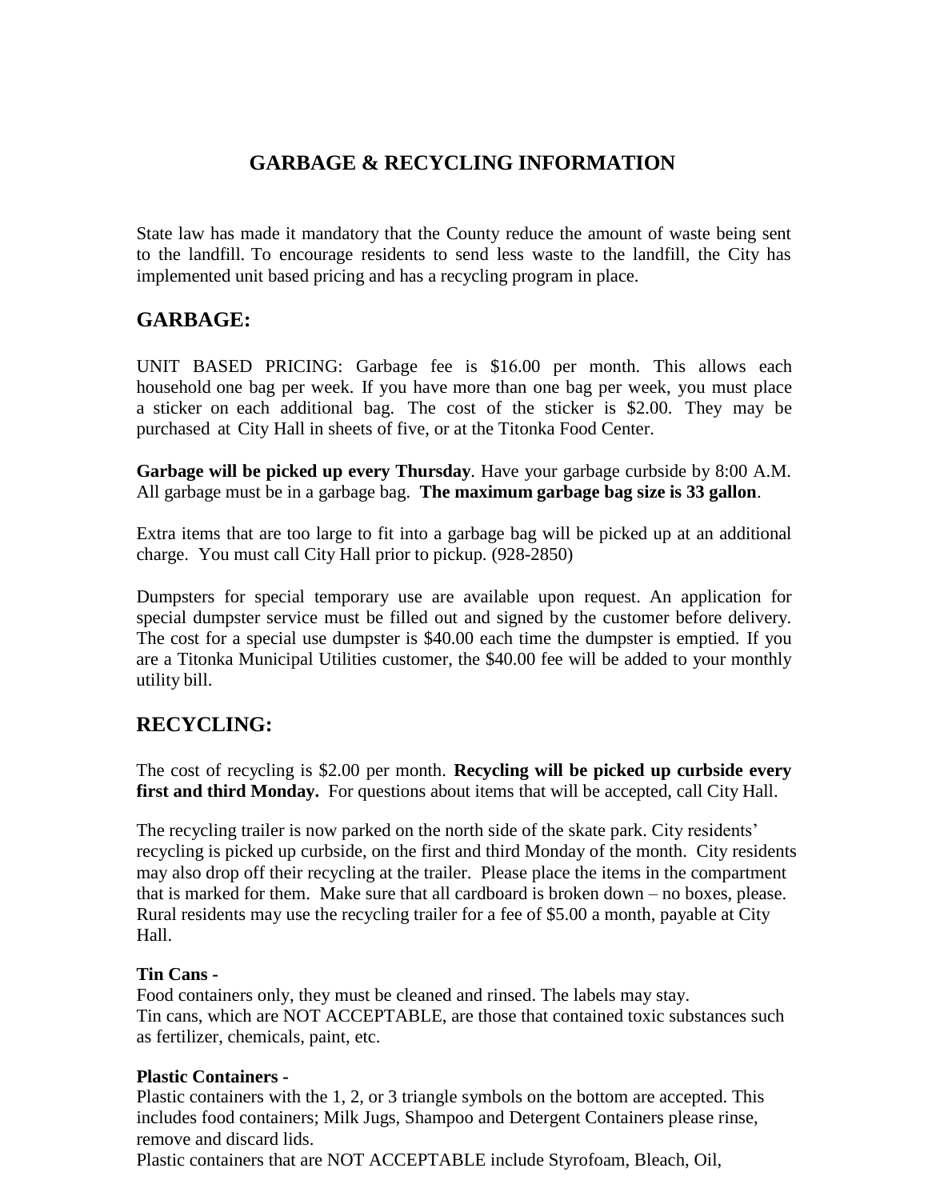# GARBAGE & RECYCLING INFORMATION

State law has made it mandatory that the County reduce the amount of waste being sent to the landfill. To encourage residents to send less waste to the landfill, the City has implemented unit based pricing and has a recycling program in place.

## GARBAGE:

UNIT BASED PRICING: Garbage fee is $16.00 per month. This allows each household one bag per week. If you have more than one bag per week, you must place a sticker on each additional bag. The cost of the sticker is $2.00. They may be purchased at City Hall in sheets of five, or at the Titonka Food Center.

**Garbage will be picked up every Thursday**. Have your garbage curbside by 8:00 A.M. All garbage must be in a garbage bag. **The maximum garbage bag size is 33 gallon**.

Extra items that are too large to fit into a garbage bag will be picked up at an additional charge. You must call City Hall prior to pickup. (928-2850)

Dumpsters for special temporary use are available upon request. An application for special dumpster service must be filled out and signed by the customer before delivery. The cost for a special use dumpster is $40.00 each time the dumpster is emptied. If you are a Titonka Municipal Utilities customer, the $40.00 fee will be added to your monthly utility bill.

## RECYCLING:

The cost of recycling is $2.00 per month. **Recycling will be picked up curbside every first and third Monday.** For questions about items that will be accepted, call City Hall.

The recycling trailer is now parked on the north side of the skate park. City residents' recycling is picked up curbside, on the first and third Monday of the month. City residents may also drop off their recycling at the trailer. Please place the items in the compartment that is marked for them. Make sure that all cardboard is broken down – no boxes, please. Rural residents may use the recycling trailer for a fee of $5.00 a month, payable at City Hall.

**Tin Cans -**
Food containers only, they must be cleaned and rinsed. The labels may stay.
Tin cans, which are NOT ACCEPTABLE, are those that contained toxic substances such as fertilizer, chemicals, paint, etc.

**Plastic Containers -**
Plastic containers with the 1, 2, or 3 triangle symbols on the bottom are accepted. This includes food containers; Milk Jugs, Shampoo and Detergent Containers please rinse, remove and discard lids.
Plastic containers that are NOT ACCEPTABLE include Styrofoam, Bleach, Oil,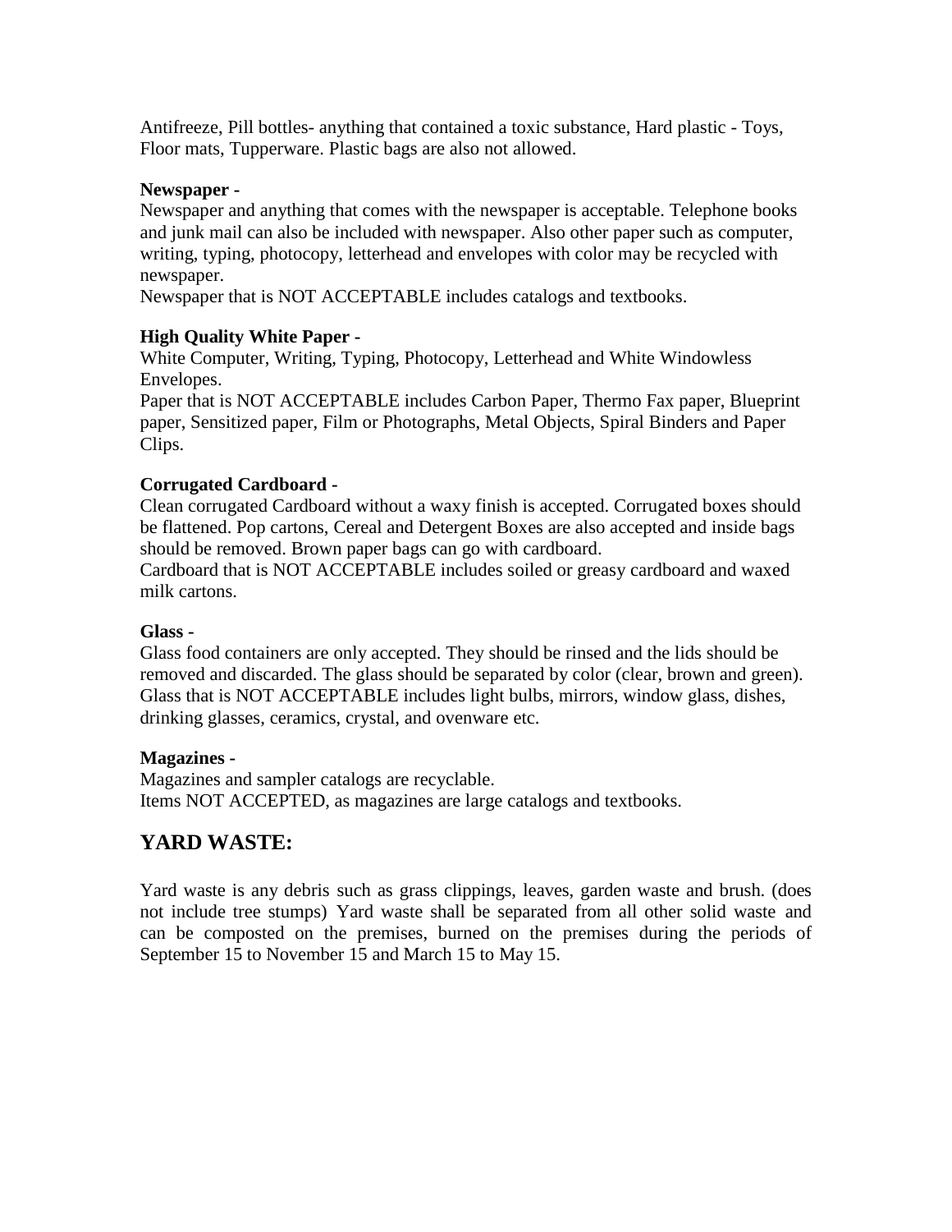Antifreeze, Pill bottles- anything that contained a toxic substance, Hard plastic - Toys, Floor mats, Tupperware. Plastic bags are also not allowed.

**Newspaper -**
Newspaper and anything that comes with the newspaper is acceptable. Telephone books and junk mail can also be included with newspaper. Also other paper such as computer, writing, typing, photocopy, letterhead and envelopes with color may be recycled with newspaper.
Newspaper that is NOT ACCEPTABLE includes catalogs and textbooks.

**High Quality White Paper -**
White Computer, Writing, Typing, Photocopy, Letterhead and White Windowless Envelopes.
Paper that is NOT ACCEPTABLE includes Carbon Paper, Thermo Fax paper, Blueprint paper, Sensitized paper, Film or Photographs, Metal Objects, Spiral Binders and Paper Clips.

**Corrugated Cardboard -**
Clean corrugated Cardboard without a waxy finish is accepted. Corrugated boxes should be flattened. Pop cartons, Cereal and Detergent Boxes are also accepted and inside bags should be removed. Brown paper bags can go with cardboard.
Cardboard that is NOT ACCEPTABLE includes soiled or greasy cardboard and waxed milk cartons.

**Glass -**
Glass food containers are only accepted. They should be rinsed and the lids should be removed and discarded. The glass should be separated by color (clear, brown and green).
Glass that is NOT ACCEPTABLE includes light bulbs, mirrors, window glass, dishes, drinking glasses, ceramics, crystal, and ovenware etc.

**Magazines -**
Magazines and sampler catalogs are recyclable.
Items NOT ACCEPTED, as magazines are large catalogs and textbooks.

## YARD WASTE:

Yard waste is any debris such as grass clippings, leaves, garden waste and brush. (does not include tree stumps) Yard waste shall be separated from all other solid waste and can be composted on the premises, burned on the premises during the periods of September 15 to November 15 and March 15 to May 15.